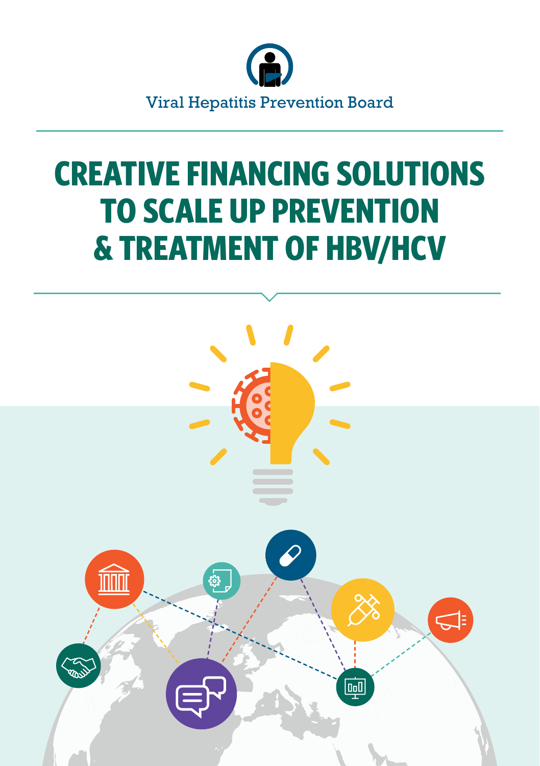Viral Hepatitis Prevention Board

# CREATIVE FINANCING SOLUTIONS TO SCALE UP PREVENTION & TREATMENT OF HBV/HCV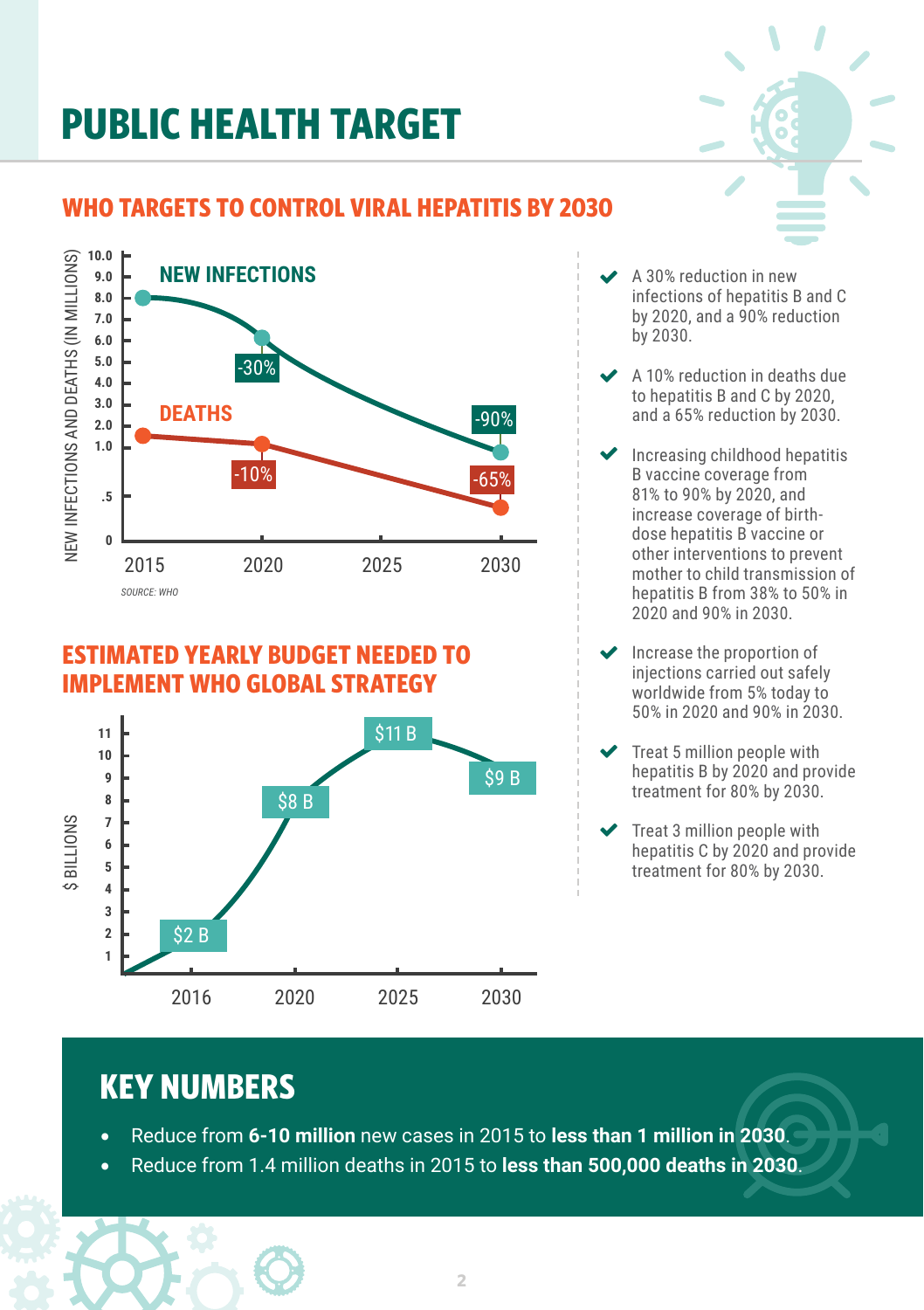# PUBLIC HEALTH TARGET

## WHO TARGETS TO CONTROL VIRAL HEPATITIS BY 2030

NEW INFECTIONS

DEATHS

-30%

-90%

-10%

-65%

NEW INFECTIONS AND DEATHS (IN MILLIONS)

2015 2020 2025 2030

*SOURCE: WHO*

- A 30% reduction in new infections of hepatitis B and C by 2020, and a 90% reduction by 2030.
- A 10% reduction in deaths due to hepatitis B and C by 2020, and a 65% reduction by 2030.
- Increasing childhood hepatitis B vaccine coverage from 81% to 90% by 2020, and increase coverage of birth-dose hepatitis B vaccine or other interventions to prevent mother to child transmission of hepatitis B from 38% to 50% in 2020 and 90% in 2030.
- Increase the proportion of injections carried out safely worldwide from 5% today to 50% in 2020 and 90% in 2030.
- Treat 5 million people with hepatitis B by 2020 and provide treatment for 80% by 2030.
- Treat 3 million people with hepatitis C by 2020 and provide treatment for 80% by 2030.

## ESTIMATED YEARLY BUDGET NEEDED TO IMPLEMENT WHO GLOBAL STRATEGY

$ BILLIONS

| Year | Budget |
|---|---|
| 2016 | $2 B |
| 2020 | $8 B |
| 2025 | $11 B |
| 2030 | $9 B |

## KEY NUMBERS

- Reduce from **6-10 million** new cases in 2015 to **less than 1 million in 2030**.
- Reduce from 1.4 million deaths in 2015 to **less than 500,000 deaths in 2030**.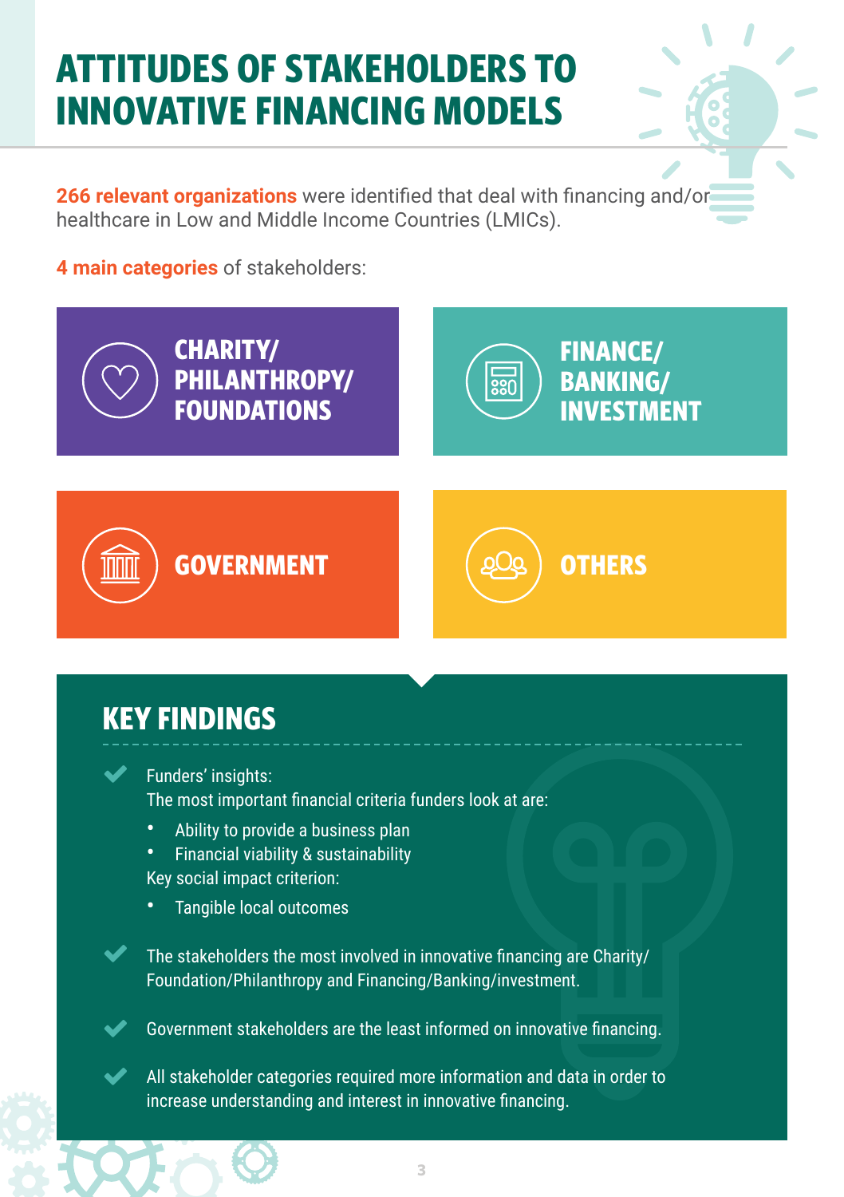# ATTITUDES OF STAKEHOLDERS TO INNOVATIVE FINANCING MODELS

**266 relevant organizations** were identified that deal with financing and/or healthcare in Low and Middle Income Countries (LMICs).

**4 main categories** of stakeholders:

- **CHARITY/ PHILANTHROPY/ FOUNDATIONS**
- **FINANCE/ BANKING/ INVESTMENT**
- **GOVERNMENT**
- **OTHERS**

## KEY FINDINGS

- Funders' insights:
  The most important financial criteria funders look at are:
  - Ability to provide a business plan
  - Financial viability & sustainability

  Key social impact criterion:
  - Tangible local outcomes
- The stakeholders the most involved in innovative financing are Charity/ Foundation/Philanthropy and Financing/Banking/investment.
- Government stakeholders are the least informed on innovative financing.
- All stakeholder categories required more information and data in order to increase understanding and interest in innovative financing.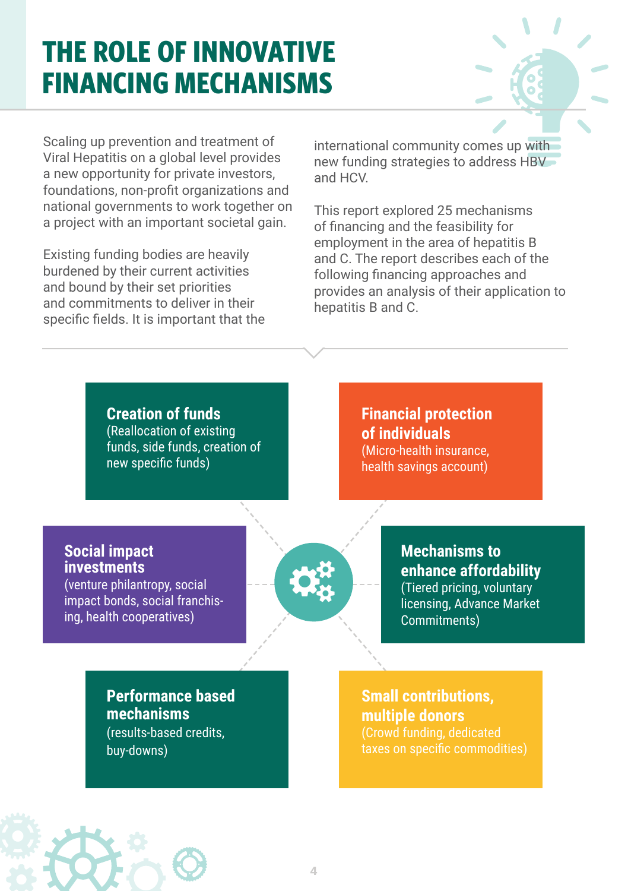# THE ROLE OF INNOVATIVE FINANCING MECHANISMS

Scaling up prevention and treatment of Viral Hepatitis on a global level provides a new opportunity for private investors, foundations, non-profit organizations and national governments to work together on a project with an important societal gain.

Existing funding bodies are heavily burdened by their current activities and bound by their set priorities and commitments to deliver in their specific fields. It is important that the international community comes up with new funding strategies to address HBV and HCV.

This report explored 25 mechanisms of financing and the feasibility for employment in the area of hepatitis B and C. The report describes each of the following financing approaches and provides an analysis of their application to hepatitis B and C.

**Creation of funds**
(Reallocation of existing funds, side funds, creation of new specific funds)

**Financial protection of individuals**
(Micro-health insurance, health savings account)

**Social impact investments**
(venture philantropy, social impact bonds, social franchising, health cooperatives)

**Mechanisms to enhance affordability**
(Tiered pricing, voluntary licensing, Advance Market Commitments)

**Performance based mechanisms**
(results-based credits, buy-downs)

**Small contributions, multiple donors**
(Crowd funding, dedicated taxes on specific commodities)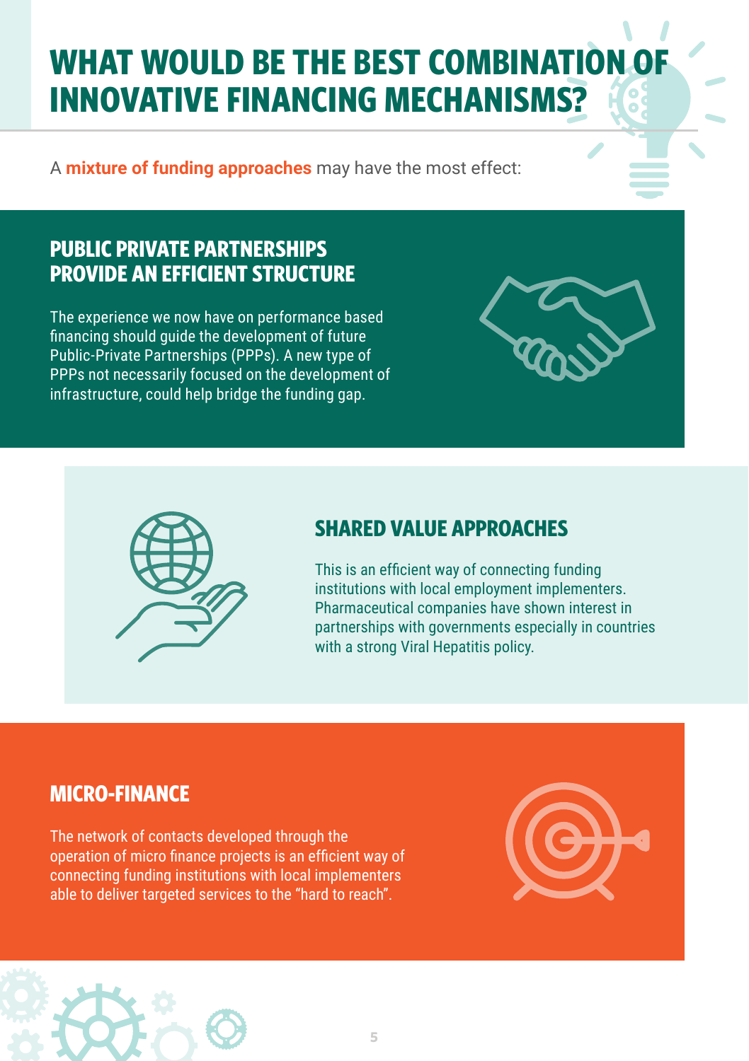# WHAT WOULD BE THE BEST COMBINATION OF INNOVATIVE FINANCING MECHANISMS?

A **mixture of funding approaches** may have the most effect:

## PUBLIC PRIVATE PARTNERSHIPS PROVIDE AN EFFICIENT STRUCTURE

The experience we now have on performance based financing should guide the development of future Public-Private Partnerships (PPPs). A new type of PPPs not necessarily focused on the development of infrastructure, could help bridge the funding gap.

## SHARED VALUE APPROACHES

This is an efficient way of connecting funding institutions with local employment implementers. Pharmaceutical companies have shown interest in partnerships with governments especially in countries with a strong Viral Hepatitis policy.

## MICRO-FINANCE

The network of contacts developed through the operation of micro finance projects is an efficient way of connecting funding institutions with local implementers able to deliver targeted services to the "hard to reach".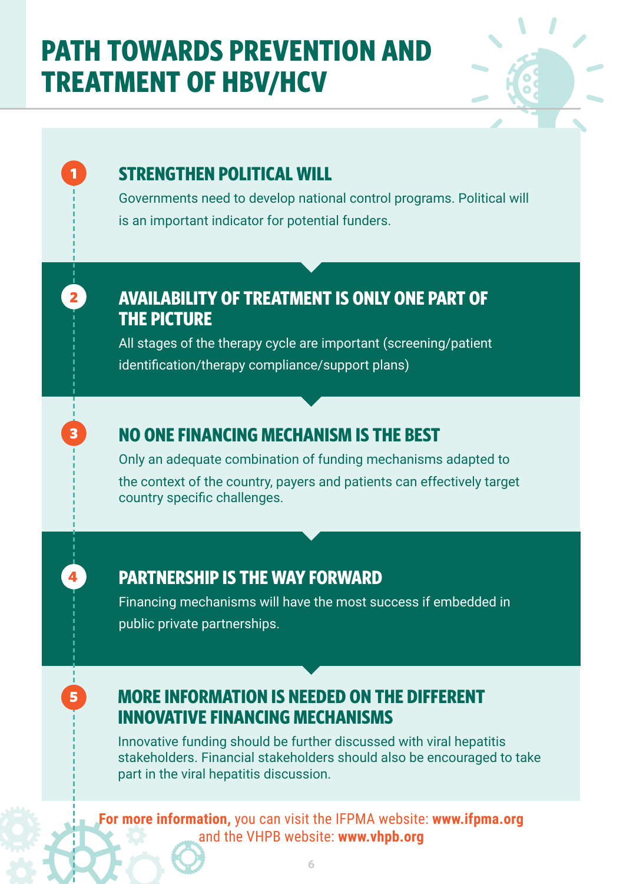# PATH TOWARDS PREVENTION AND TREATMENT OF HBV/HCV

## 1 STRENGTHEN POLITICAL WILL

Governments need to develop national control programs. Political will is an important indicator for potential funders.

## 2 AVAILABILITY OF TREATMENT IS ONLY ONE PART OF THE PICTURE

All stages of the therapy cycle are important (screening/patient identification/therapy compliance/support plans)

## 3 NO ONE FINANCING MECHANISM IS THE BEST

Only an adequate combination of funding mechanisms adapted to the context of the country, payers and patients can effectively target country specific challenges.

## 4 PARTNERSHIP IS THE WAY FORWARD

Financing mechanisms will have the most success if embedded in public private partnerships.

## 5 MORE INFORMATION IS NEEDED ON THE DIFFERENT INNOVATIVE FINANCING MECHANISMS

Innovative funding should be further discussed with viral hepatitis stakeholders. Financial stakeholders should also be encouraged to take part in the viral hepatitis discussion.

**For more information,** you can visit the IFPMA website: **www.ifpma.org** and the VHPB website: **www.vhpb.org**